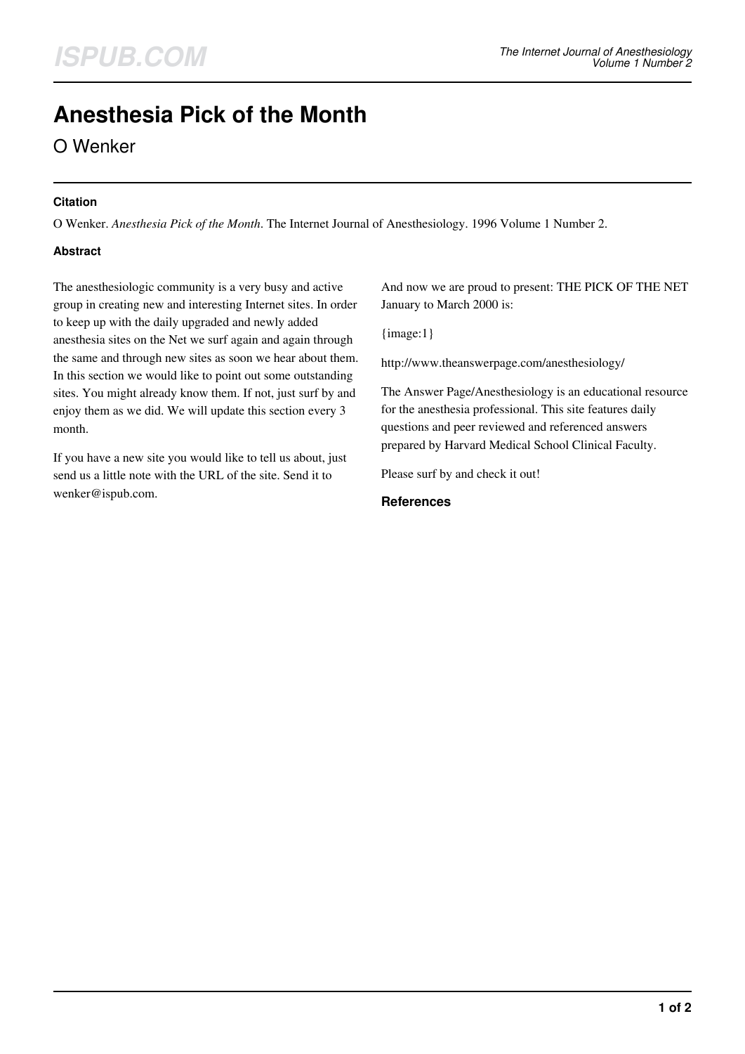# Anesthesia Pick of the Month

O Wenker

### Citation

O Wenker. *Anesthesia Pick of the Month*. The Internet Journal of Anesthesiology. 1996 Volume 1 Number 2.

### Abstract

The anesthesiologic community is a very busy and active group in creating new and interesting Internet sites. In order to keep up with the daily upgraded and newly added anesthesia sites on the Net we surf again and again through the same and through new sites as soon we hear about them. In this section we would like to point out some outstanding sites. You might already know them. If not, just surf by and enjoy them as we did. We will update this section every 3 month.

If you have a new site you would like to tell us about, just send us a little note with the URL of the site. Send it to wenker@ispub.com.

And now we are proud to present: THE PICK OF THE NET January to March 2000 is:

{image:1}

http://www.theanswerpage.com/anesthesiology/

The Answer Page/Anesthesiology is an educational resource for the anesthesia professional. This site features daily questions and peer reviewed and referenced answers prepared by Harvard Medical School Clinical Faculty.

Please surf by and check it out!

### References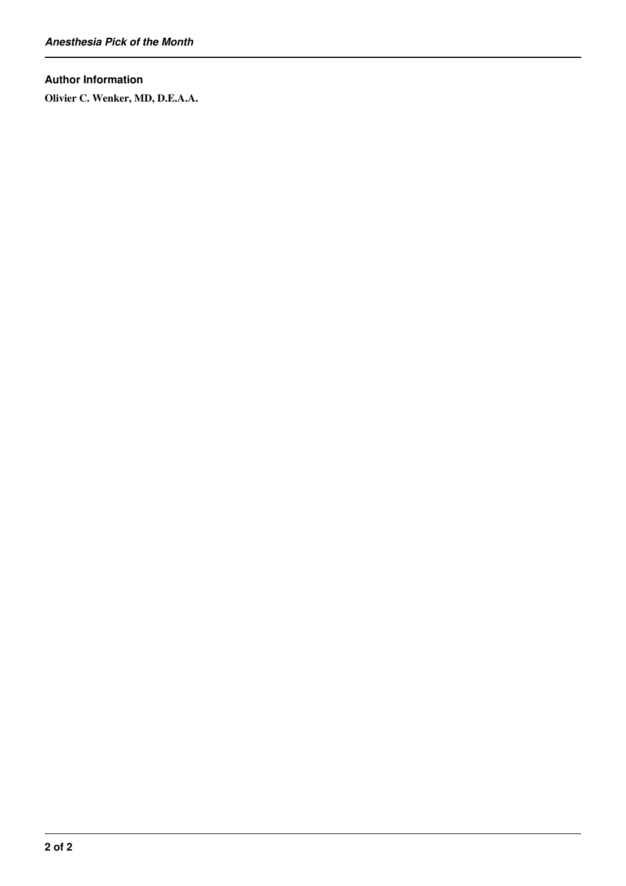### Author Information

**Olivier C. Wenker, MD, D.E.A.A.**